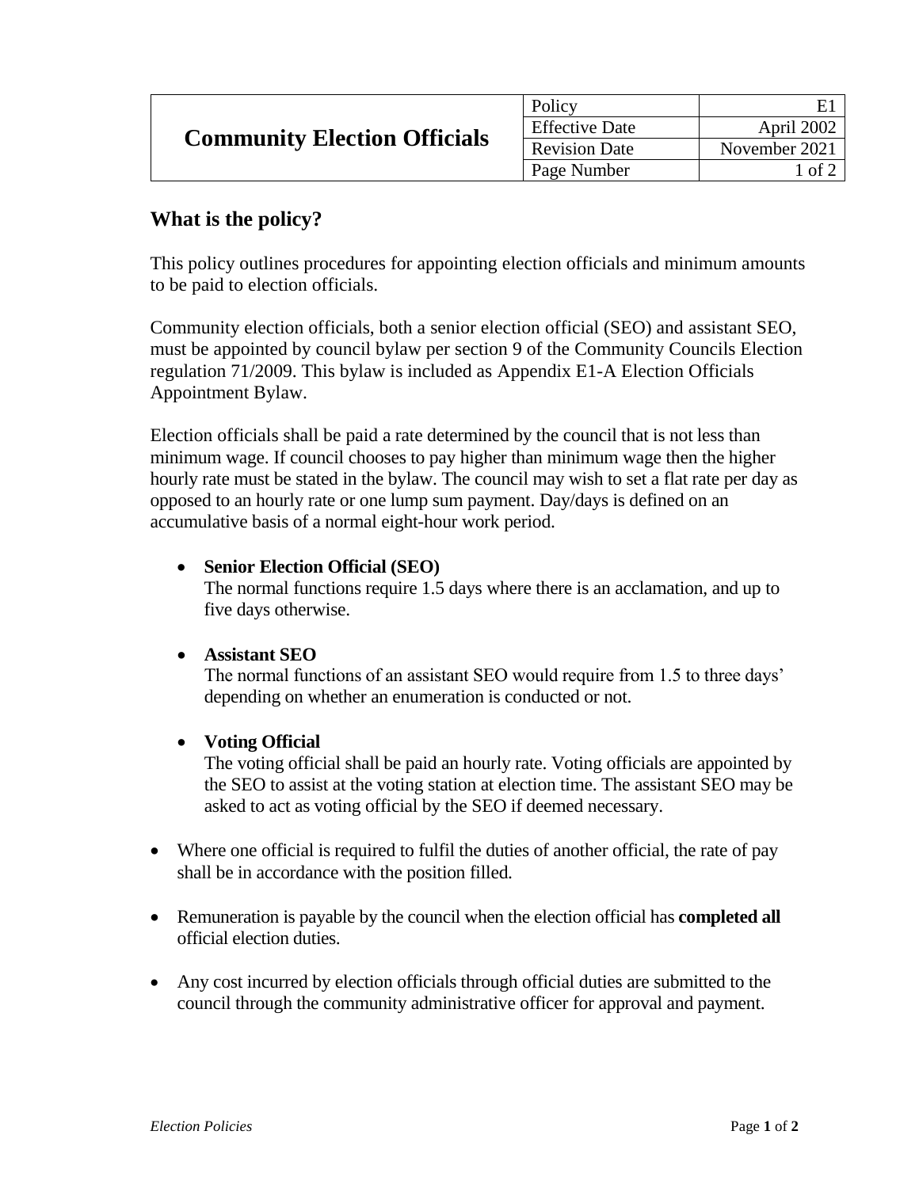| Community Election Officials | Policy | E1 |
|---|---|---|
| | Effective Date | April 2002 |
| | Revision Date | November 2021 |
| | Page Number | 1 of 2 |

## What is the policy?

This policy outlines procedures for appointing election officials and minimum amounts to be paid to election officials.

Community election officials, both a senior election official (SEO) and assistant SEO, must be appointed by council bylaw per section 9 of the Community Councils Election regulation 71/2009. This bylaw is included as Appendix E1-A Election Officials Appointment Bylaw.

Election officials shall be paid a rate determined by the council that is not less than minimum wage. If council chooses to pay higher than minimum wage then the higher hourly rate must be stated in the bylaw. The council may wish to set a flat rate per day as opposed to an hourly rate or one lump sum payment. Day/days is defined on an accumulative basis of a normal eight-hour work period.

- **Senior Election Official (SEO)**
  The normal functions require 1.5 days where there is an acclamation, and up to five days otherwise.

- **Assistant SEO**
  The normal functions of an assistant SEO would require from 1.5 to three days' depending on whether an enumeration is conducted or not.

- **Voting Official**
  The voting official shall be paid an hourly rate. Voting officials are appointed by the SEO to assist at the voting station at election time. The assistant SEO may be asked to act as voting official by the SEO if deemed necessary.

- Where one official is required to fulfil the duties of another official, the rate of pay shall be in accordance with the position filled.

- Remuneration is payable by the council when the election official has **completed all** official election duties.

- Any cost incurred by election officials through official duties are submitted to the council through the community administrative officer for approval and payment.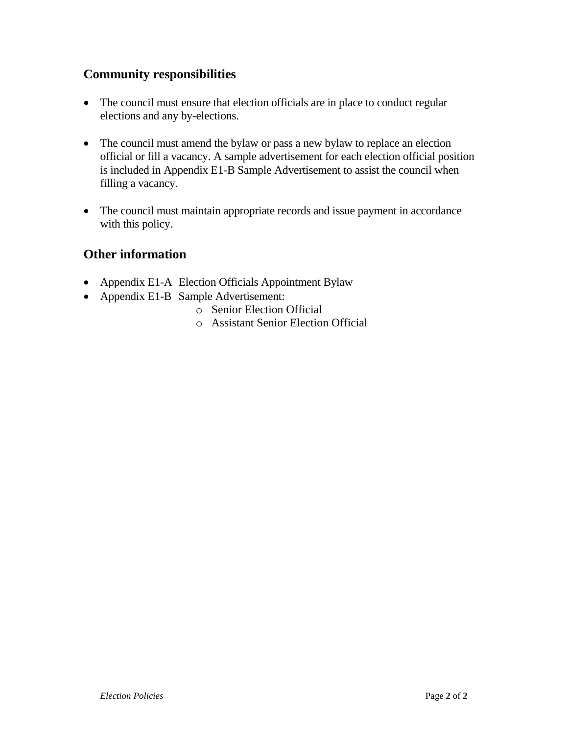## Community responsibilities

- The council must ensure that election officials are in place to conduct regular elections and any by-elections.

- The council must amend the bylaw or pass a new bylaw to replace an election official or fill a vacancy. A sample advertisement for each election official position is included in Appendix E1-B Sample Advertisement to assist the council when filling a vacancy.

- The council must maintain appropriate records and issue payment in accordance with this policy.

## Other information

- Appendix E1-A Election Officials Appointment Bylaw
- Appendix E1-B Sample Advertisement:
  - Senior Election Official
  - Assistant Senior Election Official